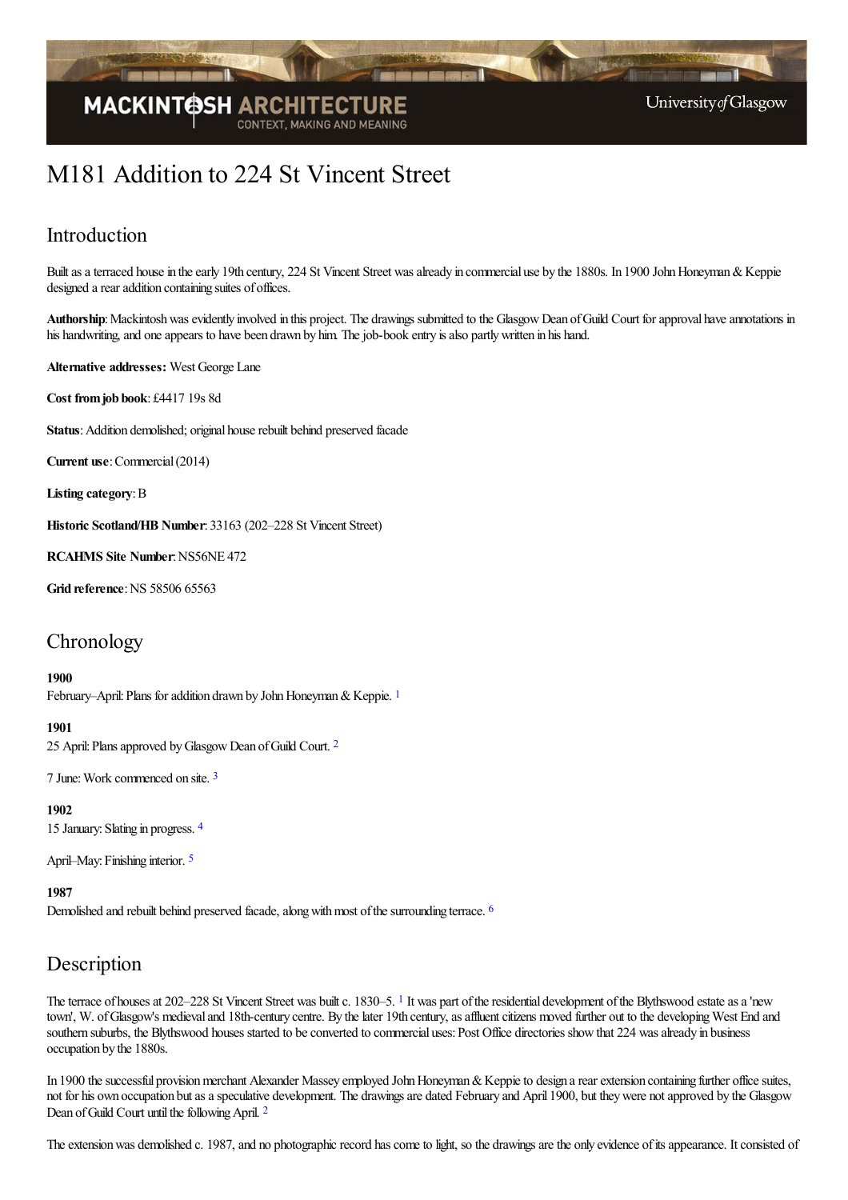# M181 Addition to 224 St Vincent Street

## Introduction

Built as a terraced house in the early 19th century, 224 St Vincent Street was already in commercial use by the 1880s. In 1900 John Honeyman & Keppie designed a rear addition containing suites of offices.

**Authorship**: Mackintosh was evidently involved in this project. The drawings submitted to the Glasgow Dean of Guild Court for approval have annotations in his handwriting, and one appears to have been drawn by him. The job-book entry is also partly written in his hand.

**Alternative addresses:** West George Lane

**Cost from job book**: £4417 19s 8d

**Status**: Addition demolished; original house rebuilt behind preserved facade

**Current use**: Commercial (2014)

**Listing category**: B

**Historic Scotland/HB Number**: 33163 (202–228 St Vincent Street)

**RCAHMS Site Number**: NS56NE 472

**Grid reference**: NS 58506 65563

## Chronology

**1900**

February–April: Plans for addition drawn by John Honeyman & Keppie. [1]

**1901**

25 April: Plans approved by Glasgow Dean of Guild Court. [2]

7 June: Work commenced on site. [3]

**1902**

15 January: Slating in progress. [4]

April–May: Finishing interior. [5]

**1987**

Demolished and rebuilt behind preserved facade, along with most of the surrounding terrace. [6]

## Description

The terrace of houses at 202–228 St Vincent Street was built c. 1830–5. [1] It was part of the residential development of the Blythswood estate as a 'new town', W. of Glasgow's medieval and 18th-century centre. By the later 19th century, as affluent citizens moved further out to the developing West End and southern suburbs, the Blythswood houses started to be converted to commercial uses: Post Office directories show that 224 was already in business occupation by the 1880s.

In 1900 the successful provision merchant Alexander Massey employed John Honeyman & Keppie to design a rear extension containing further office suites, not for his own occupation but as a speculative development. The drawings are dated February and April 1900, but they were not approved by the Glasgow Dean of Guild Court until the following April. [2]

The extension was demolished c. 1987, and no photographic record has come to light, so the drawings are the only evidence of its appearance. It consisted of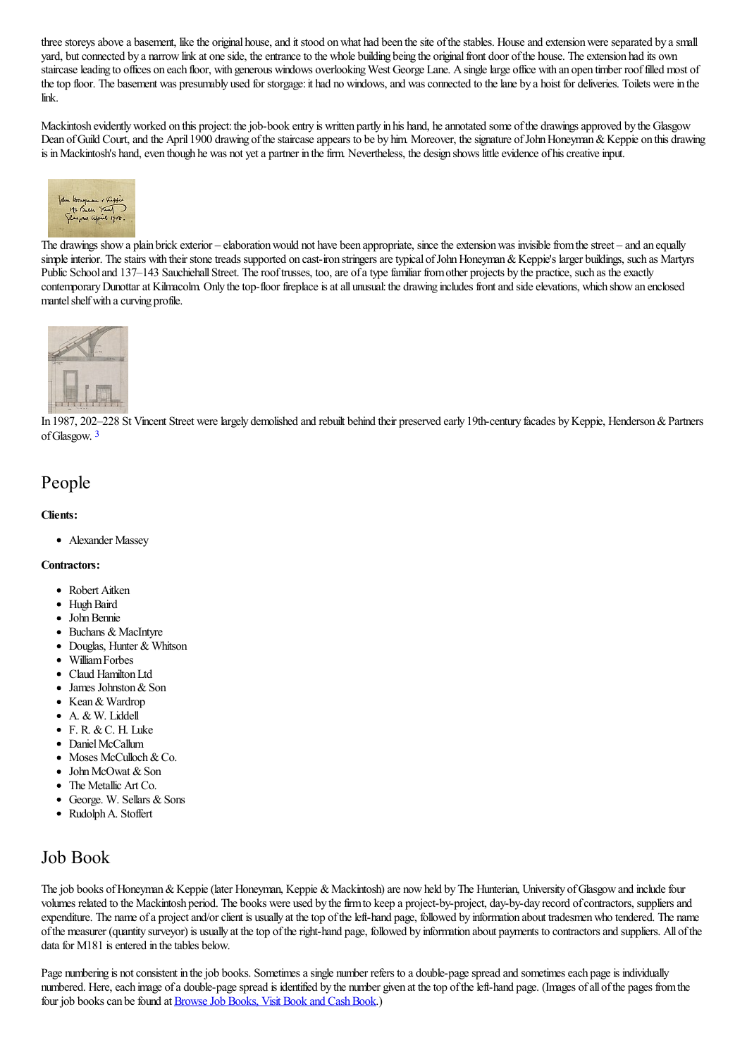three storeys above a basement, like the original house, and it stood on what had been the site of the stables. House and extension were separated by a small yard, but connected by a narrow link at one side, the entrance to the whole building being the original front door of the house. The extension had its own staircase leading to offices on each floor, with generous windows overlooking West George Lane. A single large office with an open timber roof filled most of the top floor. The basement was presumably used for storgage: it had no windows, and was connected to the lane by a hoist for deliveries. Toilets were in the link.

Mackintosh evidently worked on this project: the job-book entry is written partly in his hand, he annotated some of the drawings approved by the Glasgow Dean of Guild Court, and the April 1900 drawing of the staircase appears to be by him. Moreover, the signature of John Honeyman & Keppie on this drawing is in Mackintosh's hand, even though he was not yet a partner in the firm. Nevertheless, the design shows little evidence of his creative input.

The drawings show a plain brick exterior – elaboration would not have been appropriate, since the extension was invisible from the street – and an equally simple interior. The stairs with their stone treads supported on cast-iron stringers are typical of John Honeyman & Keppie's larger buildings, such as Martyrs Public School and 137–143 Sauchiehall Street. The roof trusses, too, are of a type familiar from other projects by the practice, such as the exactly contemporary Dunottar at Kilmacolm. Only the top-floor fireplace is at all unusual: the drawing includes front and side elevations, which show an enclosed mantel shelf with a curving profile.

In 1987, 202–228 St Vincent Street were largely demolished and rebuilt behind their preserved early 19th-century facades by Keppie, Henderson & Partners of Glasgow. [3]

## People

**Clients:**

- Alexander Massey

**Contractors:**

- Robert Aitken
- Hugh Baird
- John Bennie
- Buchans & MacIntyre
- Douglas, Hunter & Whitson
- William Forbes
- Claud Hamilton Ltd
- James Johnston & Son
- Kean & Wardrop
- A. & W. Liddell
- F. R. & C. H. Luke
- Daniel McCallum
- Moses McCulloch & Co.
- John McOwat & Son
- The Metallic Art Co.
- George. W. Sellars & Sons
- Rudolph A. Stoffert

## Job Book

The job books of Honeyman & Keppie (later Honeyman, Keppie & Mackintosh) are now held by The Hunterian, University of Glasgow and include four volumes related to the Mackintosh period. The books were used by the firm to keep a project-by-project, day-by-day record of contractors, suppliers and expenditure. The name of a project and/or client is usually at the top of the left-hand page, followed by information about tradesmen who tendered. The name of the measurer (quantity surveyor) is usually at the top of the right-hand page, followed by information about payments to contractors and suppliers. All of the data for M181 is entered in the tables below.

Page numbering is not consistent in the job books. Sometimes a single number refers to a double-page spread and sometimes each page is individually numbered. Here, each image of a double-page spread is identified by the number given at the top of the left-hand page. (Images of all of the pages from the four job books can be found at Browse Job Books, Visit Book and Cash Book.)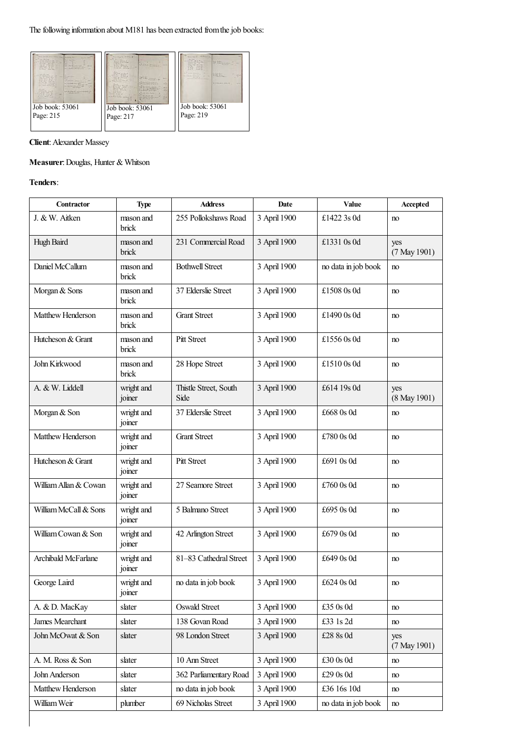The following information about M181 has been extracted from the job books:

Job book: 53061
Page: 215

Job book: 53061
Page: 217

Job book: 53061
Page: 219

**Client**: Alexander Massey

**Measurer**: Douglas, Hunter & Whitson

**Tenders**:

| Contractor | Type | Address | Date | Value | Accepted |
|---|---|---|---|---|---|
| J. & W. Aitken | mason and brick | 255 Pollokshaws Road | 3 April 1900 | £1422 3s 0d | no |
| Hugh Baird | mason and brick | 231 Commercial Road | 3 April 1900 | £1331 0s 0d | yes (7 May 1901) |
| Daniel McCallum | mason and brick | Bothwell Street | 3 April 1900 | no data in job book | no |
| Morgan & Sons | mason and brick | 37 Elderslie Street | 3 April 1900 | £1508 0s 0d | no |
| Matthew Henderson | mason and brick | Grant Street | 3 April 1900 | £1490 0s 0d | no |
| Hutcheson & Grant | mason and brick | Pitt Street | 3 April 1900 | £1556 0s 0d | no |
| John Kirkwood | mason and brick | 28 Hope Street | 3 April 1900 | £1510 0s 0d | no |
| A. & W. Liddell | wright and joiner | Thistle Street, South Side | 3 April 1900 | £614 19s 0d | yes (8 May 1901) |
| Morgan & Son | wright and joiner | 37 Elderslie Street | 3 April 1900 | £668 0s 0d | no |
| Matthew Henderson | wright and joiner | Grant Street | 3 April 1900 | £780 0s 0d | no |
| Hutcheson & Grant | wright and joiner | Pitt Street | 3 April 1900 | £691 0s 0d | no |
| William Allan & Cowan | wright and joiner | 27 Seamore Street | 3 April 1900 | £760 0s 0d | no |
| William McCall & Sons | wright and joiner | 5 Balmano Street | 3 April 1900 | £695 0s 0d | no |
| William Cowan & Son | wright and joiner | 42 Arlington Street | 3 April 1900 | £679 0s 0d | no |
| Archibald McFarlane | wright and joiner | 81–83 Cathedral Street | 3 April 1900 | £649 0s 0d | no |
| George Laird | wright and joiner | no data in job book | 3 April 1900 | £624 0s 0d | no |
| A. & D. MacKay | slater | Oswald Street | 3 April 1900 | £35 0s 0d | no |
| James Mearchant | slater | 138 Govan Road | 3 April 1900 | £33 1s 2d | no |
| John McOwat & Son | slater | 98 London Street | 3 April 1900 | £28 8s 0d | yes (7 May 1901) |
| A. M. Ross & Son | slater | 10 Ann Street | 3 April 1900 | £30 0s 0d | no |
| John Anderson | slater | 362 Parliamentary Road | 3 April 1900 | £29 0s 0d | no |
| Matthew Henderson | slater | no data in job book | 3 April 1900 | £36 16s 10d | no |
| William Weir | plumber | 69 Nicholas Street | 3 April 1900 | no data in job book | no |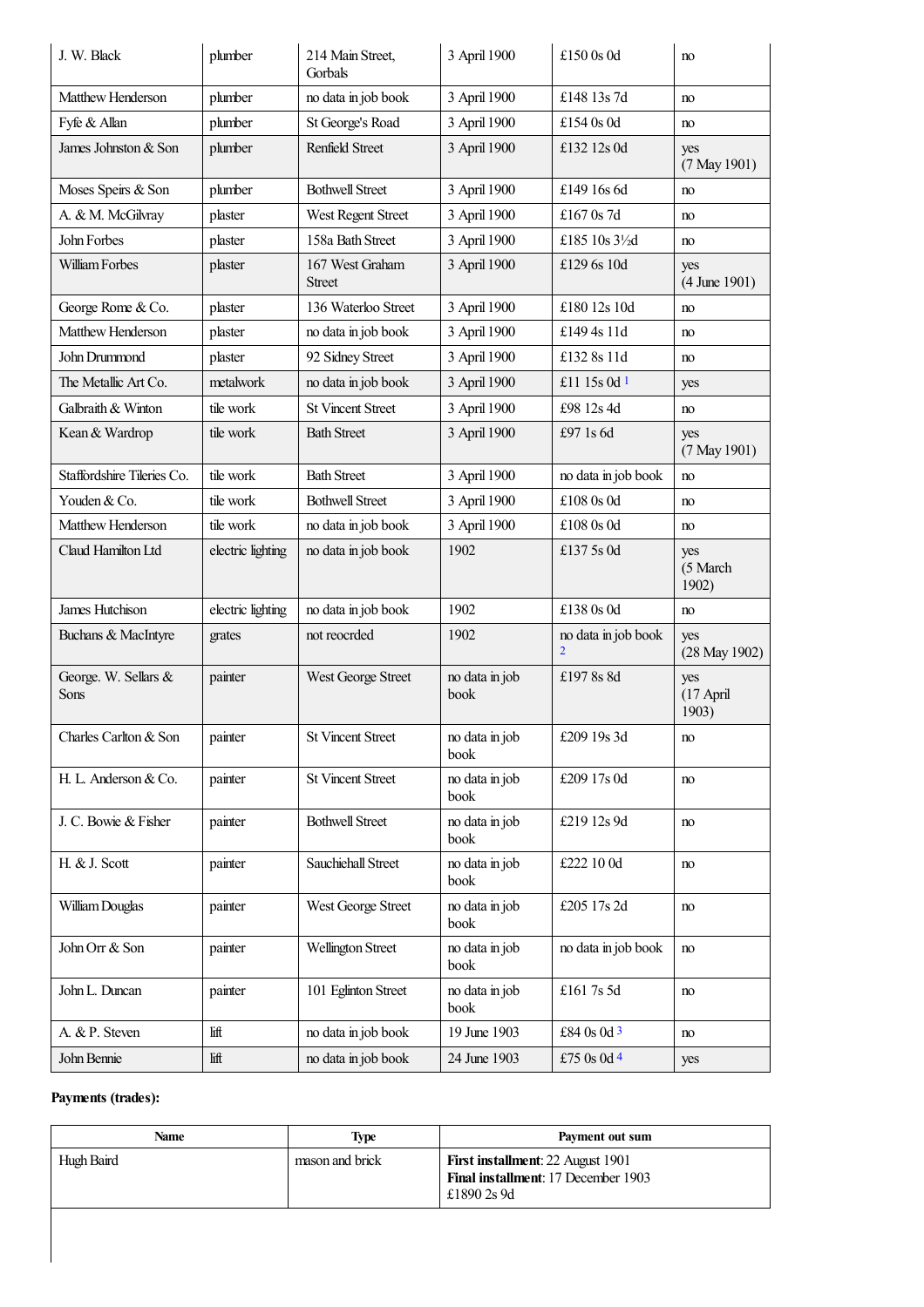| J. W. Black | plumber | 214 Main Street, Gorbals | 3 April 1900 | £150 0s 0d | no |
|---|---|---|---|---|---|
| Matthew Henderson | plumber | no data in job book | 3 April 1900 | £148 13s 7d | no |
| Fyfe & Allan | plumber | St George's Road | 3 April 1900 | £154 0s 0d | no |
| James Johnston & Son | plumber | Renfield Street | 3 April 1900 | £132 12s 0d | yes (7 May 1901) |
| Moses Speirs & Son | plumber | Bothwell Street | 3 April 1900 | £149 16s 6d | no |
| A. & M. McGilvray | plaster | West Regent Street | 3 April 1900 | £167 0s 7d | no |
| John Forbes | plaster | 158a Bath Street | 3 April 1900 | £185 10s 3½d | no |
| William Forbes | plaster | 167 West Graham Street | 3 April 1900 | £129 6s 10d | yes (4 June 1901) |
| George Rome & Co. | plaster | 136 Waterloo Street | 3 April 1900 | £180 12s 10d | no |
| Matthew Henderson | plaster | no data in job book | 3 April 1900 | £149 4s 11d | no |
| John Drummond | plaster | 92 Sidney Street | 3 April 1900 | £132 8s 11d | no |
| The Metallic Art Co. | metalwork | no data in job book | 3 April 1900 | £11 15s 0d [1] | yes |
| Galbraith & Winton | tile work | St Vincent Street | 3 April 1900 | £98 12s 4d | no |
| Kean & Wardrop | tile work | Bath Street | 3 April 1900 | £97 1s 6d | yes (7 May 1901) |
| Staffordshire Tileries Co. | tile work | Bath Street | 3 April 1900 | no data in job book | no |
| Youden & Co. | tile work | Bothwell Street | 3 April 1900 | £108 0s 0d | no |
| Matthew Henderson | tile work | no data in job book | 3 April 1900 | £108 0s 0d | no |
| Claud Hamilton Ltd | electric lighting | no data in job book | 1902 | £137 5s 0d | yes (5 March 1902) |
| James Hutchison | electric lighting | no data in job book | 1902 | £138 0s 0d | no |
| Buchans & MacIntyre | grates | not reocrded | 1902 | no data in job book [2] | yes (28 May 1902) |
| George. W. Sellars & Sons | painter | West George Street | no data in job book | £197 8s 8d | yes (17 April 1903) |
| Charles Carlton & Son | painter | St Vincent Street | no data in job book | £209 19s 3d | no |
| H. L. Anderson & Co. | painter | St Vincent Street | no data in job book | £209 17s 0d | no |
| J. C. Bowie & Fisher | painter | Bothwell Street | no data in job book | £219 12s 9d | no |
| H. & J. Scott | painter | Sauchiehall Street | no data in job book | £222 10 0d | no |
| William Douglas | painter | West George Street | no data in job book | £205 17s 2d | no |
| John Orr & Son | painter | Wellington Street | no data in job book | no data in job book | no |
| John L. Duncan | painter | 101 Eglinton Street | no data in job book | £161 7s 5d | no |
| A. & P. Steven | lift | no data in job book | 19 June 1903 | £84 0s 0d [3] | no |
| John Bennie | lift | no data in job book | 24 June 1903 | £75 0s 0d [4] | yes |

**Payments (trades):**

| Name | Type | Payment out sum |
|---|---|---|
| Hugh Baird | mason and brick | **First installment**: 22 August 1901<br>**Final installment**: 17 December 1903<br>£1890 2s 9d |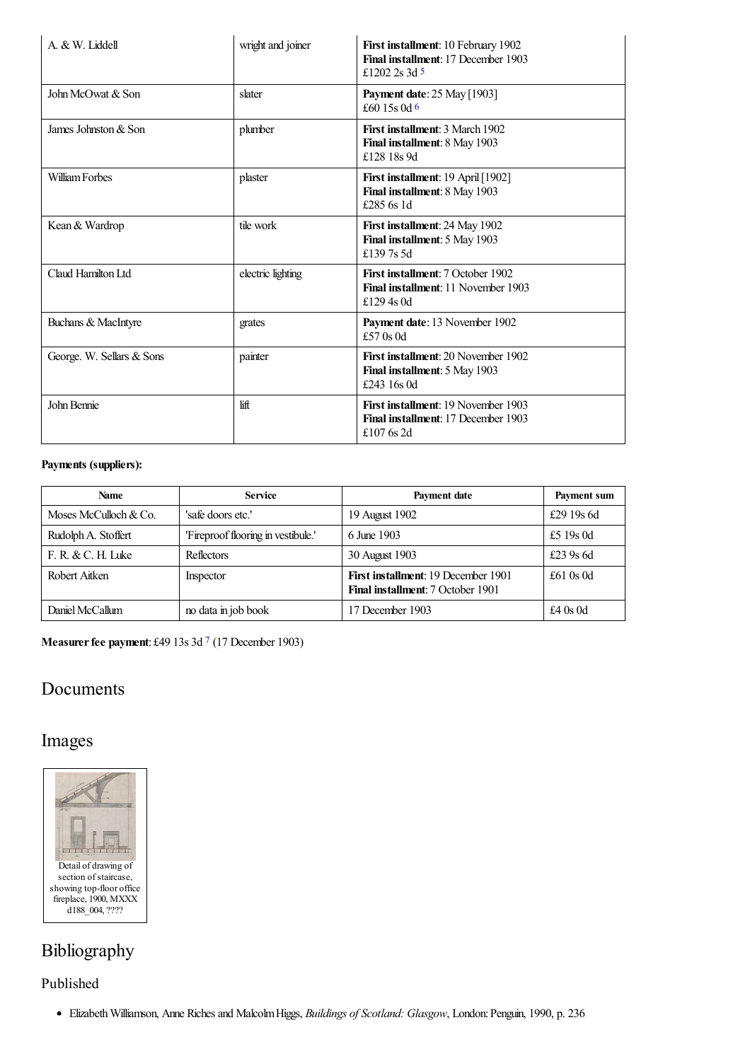| | | |
|---|---|---|
| A. & W. Liddell | wright and joiner | **First installment**: 10 February 1902<br>**Final installment**: 17 December 1903<br>£1202 2s 3d [5] |
| John McOwat & Son | slater | **Payment date**: 25 May [1903]<br>£60 15s 0d [6] |
| James Johnston & Son | plumber | **First installment**: 3 March 1902<br>**Final installment**: 8 May 1903<br>£128 18s 9d |
| William Forbes | plaster | **First installment**: 19 April [1902]<br>**Final installment**: 8 May 1903<br>£285 6s 1d |
| Kean & Wardrop | tile work | **First installment**: 24 May 1902<br>**Final installment**: 5 May 1903<br>£139 7s 5d |
| Claud Hamilton Ltd | electric lighting | **First installment**: 7 October 1902<br>**Final installment**: 11 November 1903<br>£129 4s 0d |
| Buchans & MacIntyre | grates | **Payment date**: 13 November 1902<br>£57 0s 0d |
| George. W. Sellars & Sons | painter | **First installment**: 20 November 1902<br>**Final installment**: 5 May 1903<br>£243 16s 0d |
| John Bennie | lift | **First installment**: 19 November 1903<br>**Final installment**: 17 December 1903<br>£107 6s 2d |

**Payments (suppliers):**

| Name | Service | Payment date | Payment sum |
|---|---|---|---|
| Moses McCulloch & Co. | 'safe doors etc.' | 19 August 1902 | £29 19s 6d |
| Rudolph A. Stoffert | 'Fireproof flooring in vestibule.' | 6 June 1903 | £5 19s 0d |
| F. R. & C. H. Luke | Reflectors | 30 August 1903 | £23 9s 6d |
| Robert Aitken | Inspector | **First installment**: 19 December 1901<br>**Final installment**: 7 October 1901 | £61 0s 0d |
| Daniel McCallum | no data in job book | 17 December 1903 | £4 0s 0d |

**Measurer fee payment**: £49 13s 3d [7] (17 December 1903)

## Documents

## Images

Detail of drawing of section of staircase, showing top-floor office fireplace, 1900, MXXX d188_004, ????

## Bibliography

### Published

- Elizabeth Williamson, Anne Riches and Malcolm Higgs, *Buildings of Scotland: Glasgow*, London: Penguin, 1990, p. 236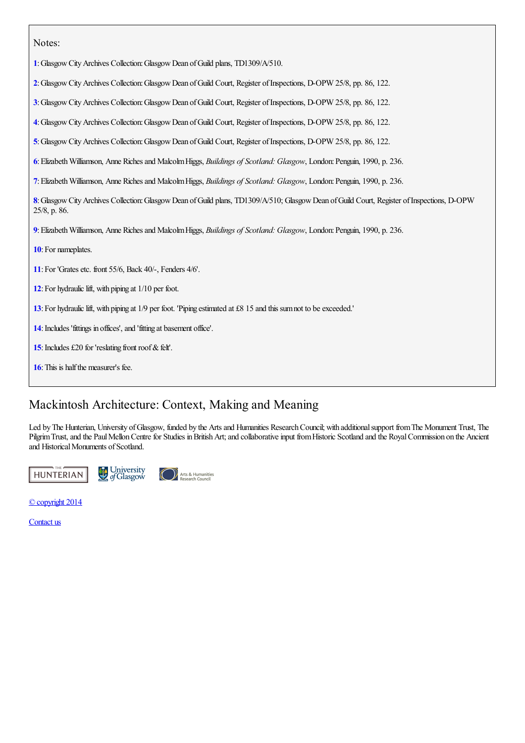Notes:

1: Glasgow City Archives Collection: Glasgow Dean of Guild plans, TD1309/A/510.

2: Glasgow City Archives Collection: Glasgow Dean of Guild Court, Register of Inspections, D-OPW 25/8, pp. 86, 122.

3: Glasgow City Archives Collection: Glasgow Dean of Guild Court, Register of Inspections, D-OPW 25/8, pp. 86, 122.

4: Glasgow City Archives Collection: Glasgow Dean of Guild Court, Register of Inspections, D-OPW 25/8, pp. 86, 122.

5: Glasgow City Archives Collection: Glasgow Dean of Guild Court, Register of Inspections, D-OPW 25/8, pp. 86, 122.

6: Elizabeth Williamson, Anne Riches and Malcolm Higgs, *Buildings of Scotland: Glasgow*, London: Penguin, 1990, p. 236.

7: Elizabeth Williamson, Anne Riches and Malcolm Higgs, *Buildings of Scotland: Glasgow*, London: Penguin, 1990, p. 236.

8: Glasgow City Archives Collection: Glasgow Dean of Guild plans, TD1309/A/510; Glasgow Dean of Guild Court, Register of Inspections, D-OPW 25/8, p. 86.

9: Elizabeth Williamson, Anne Riches and Malcolm Higgs, *Buildings of Scotland: Glasgow*, London: Penguin, 1990, p. 236.

10: For nameplates.

11: For 'Grates etc. front 55/6, Back 40/-, Fenders 4/6'.

12: For hydraulic lift, with piping at 1/10 per foot.

13: For hydraulic lift, with piping at 1/9 per foot. 'Piping estimated at £8 15 and this sum not to be exceeded.'

14: Includes 'fittings in offices', and 'fitting at basement office'.

15: Includes £20 for 'reslating front roof & felt'.

16: This is half the measurer's fee.

## Mackintosh Architecture: Context, Making and Meaning

Led by The Hunterian, University of Glasgow, funded by the Arts and Humanities Research Council; with additional support from The Monument Trust, The Pilgrim Trust, and the Paul Mellon Centre for Studies in British Art; and collaborative input from Historic Scotland and the Royal Commission on the Ancient and Historical Monuments of Scotland.

THE HUNTERIAN    University of Glasgow    Arts & Humanities Research Council

© copyright 2014

Contact us